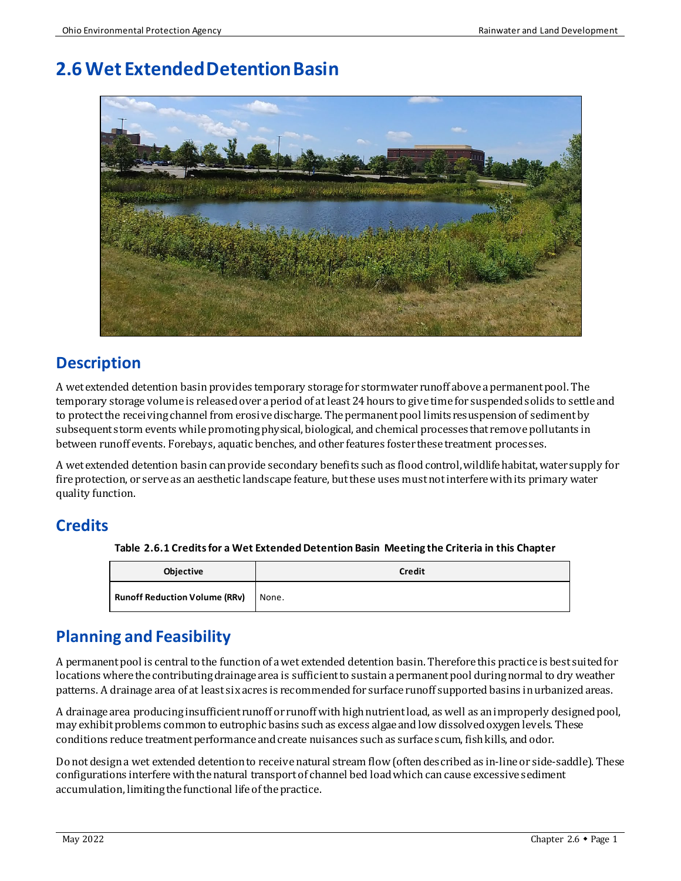# 2.6 Wet Extended Detention Basin

## Description

A wet extended detention basin provides temporary storage for stormwater runoff above a permanent pool. The temporary storage volume is released over a period of at least 24 hours to give time for suspended solids to settle and to protect the receiving channel from erosive discharge. The permanent pool limits resuspension of sediment by subsequent storm events while promoting physical, biological, and chemical processes that remove pollutants in between runoff events. Forebays, aquatic benches, and other features foster these treatment processes.

A wet extended detention basin can provide secondary benefits such as flood control, wildlife habitat, water supply for fire protection, or serve as an aesthetic landscape feature, but these uses must not interfere with its primary water quality function.

## Credits

**Table 2.6.1 Credits for a Wet Extended Detention Basin Meeting the Criteria in this Chapter**

| Objective | Credit |
|---|---|
| **Runoff Reduction Volume (RRv)** | None. |

## Planning and Feasibility

A permanent pool is central to the function of a wet extended detention basin. Therefore this practice is best suited for locations where the contributing drainage area is sufficient to sustain a permanent pool during normal to dry weather patterns. A drainage area of at least six acres is recommended for surface runoff supported basins in urbanized areas.

A drainage area producing insufficient runoff or runoff with high nutrient load, as well as an improperly designed pool, may exhibit problems common to eutrophic basins such as excess algae and low dissolved oxygen levels. These conditions reduce treatment performance and create nuisances such as surface scum, fish kills, and odor.

Do not design a wet extended detention to receive natural stream flow (often described as in-line or side-saddle). These configurations interfere with the natural transport of channel bed load which can cause excessive sediment accumulation, limiting the functional life of the practice.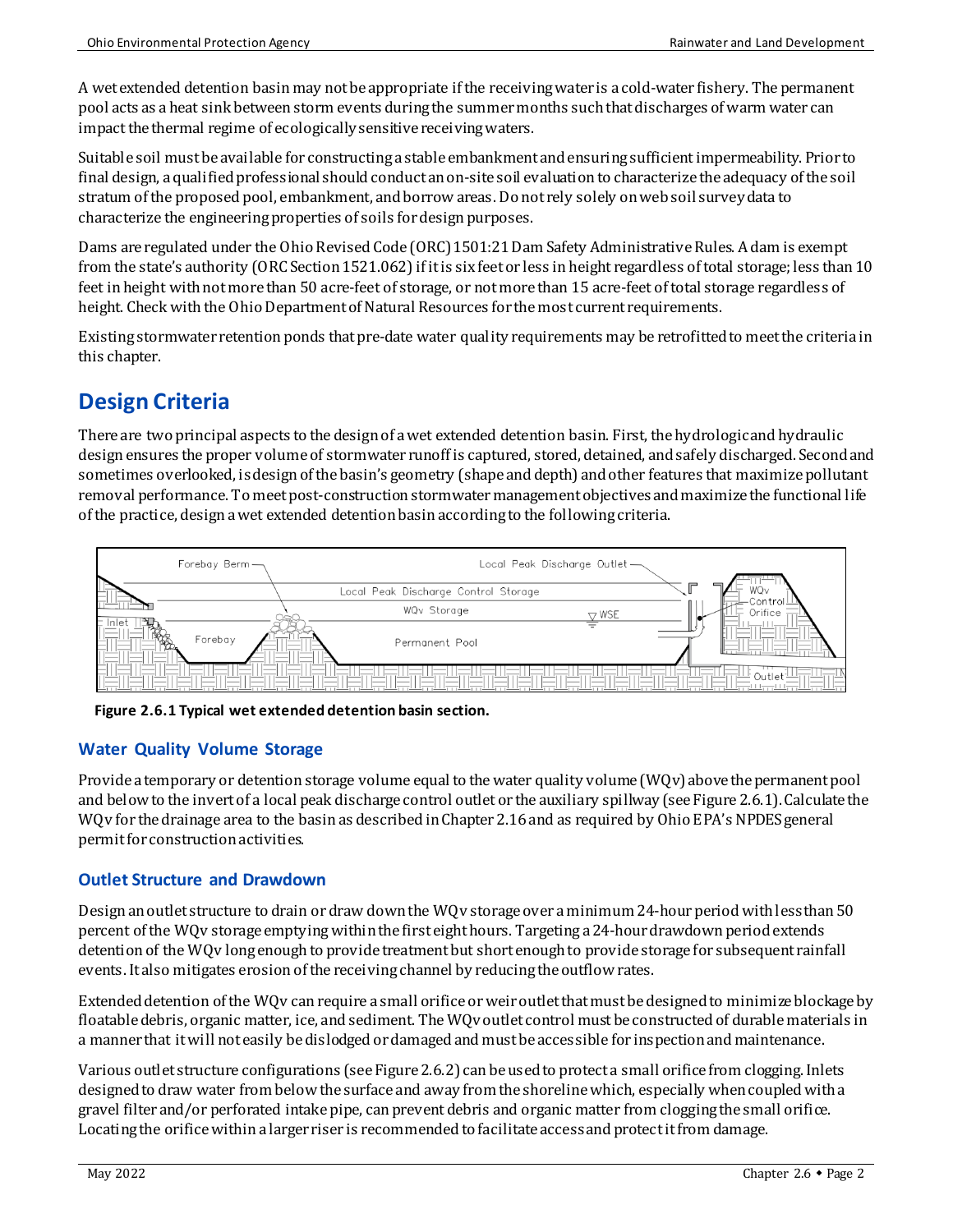A wet extended detention basin may not be appropriate if the receiving water is a cold-water fishery. The permanent pool acts as a heat sink between storm events during the summer months such that discharges of warm water can impact the thermal regime of ecologically sensitive receiving waters.

Suitable soil must be available for constructing a stable embankment and ensuring sufficient impermeability. Prior to final design, a qualified professional should conduct an on-site soil evaluation to characterize the adequacy of the soil stratum of the proposed pool, embankment, and borrow areas. Do not rely solely on web soil survey data to characterize the engineering properties of soils for design purposes.

Dams are regulated under the Ohio Revised Code (ORC) 1501:21 Dam Safety Administrative Rules. A dam is exempt from the state's authority (ORC Section 1521.062) if it is six feet or less in height regardless of total storage; less than 10 feet in height with not more than 50 acre-feet of storage, or not more than 15 acre-feet of total storage regardless of height. Check with the Ohio Department of Natural Resources for the most current requirements.

Existing stormwater retention ponds that pre-date water quality requirements may be retrofitted to meet the criteria in this chapter.

# Design Criteria

There are two principal aspects to the design of a wet extended detention basin. First, the hydrologic and hydraulic design ensures the proper volume of stormwater runoff is captured, stored, detained, and safely discharged. Second and sometimes overlooked, is design of the basin's geometry (shape and depth) and other features that maximize pollutant removal performance. To meet post-construction stormwater management objectives and maximize the functional life of the practice, design a wet extended detention basin according to the following criteria.

**Figure 2.6.1 Typical wet extended detention basin section.**

## Water Quality Volume Storage

Provide a temporary or detention storage volume equal to the water quality volume (WQv) above the permanent pool and below to the invert of a local peak discharge control outlet or the auxiliary spillway (see Figure 2.6.1). Calculate the WQv for the drainage area to the basin as described in Chapter 2.16 and as required by Ohio EPA's NPDES general permit for construction activities.

## Outlet Structure and Drawdown

Design an outlet structure to drain or draw down the WQv storage over a minimum 24-hour period with less than 50 percent of the WQv storage emptying within the first eight hours. Targeting a 24-hour drawdown period extends detention of the WQv long enough to provide treatment but short enough to provide storage for subsequent rainfall events. It also mitigates erosion of the receiving channel by reducing the outflow rates.

Extended detention of the WQv can require a small orifice or weir outlet that must be designed to minimize blockage by floatable debris, organic matter, ice, and sediment. The WQv outlet control must be constructed of durable materials in a manner that it will not easily be dislodged or damaged and must be accessible for inspection and maintenance.

Various outlet structure configurations (see Figure 2.6.2) can be used to protect a small orifice from clogging. Inlets designed to draw water from below the surface and away from the shoreline which, especially when coupled with a gravel filter and/or perforated intake pipe, can prevent debris and organic matter from clogging the small orifice. Locating the orifice within a larger riser is recommended to facilitate access and protect it from damage.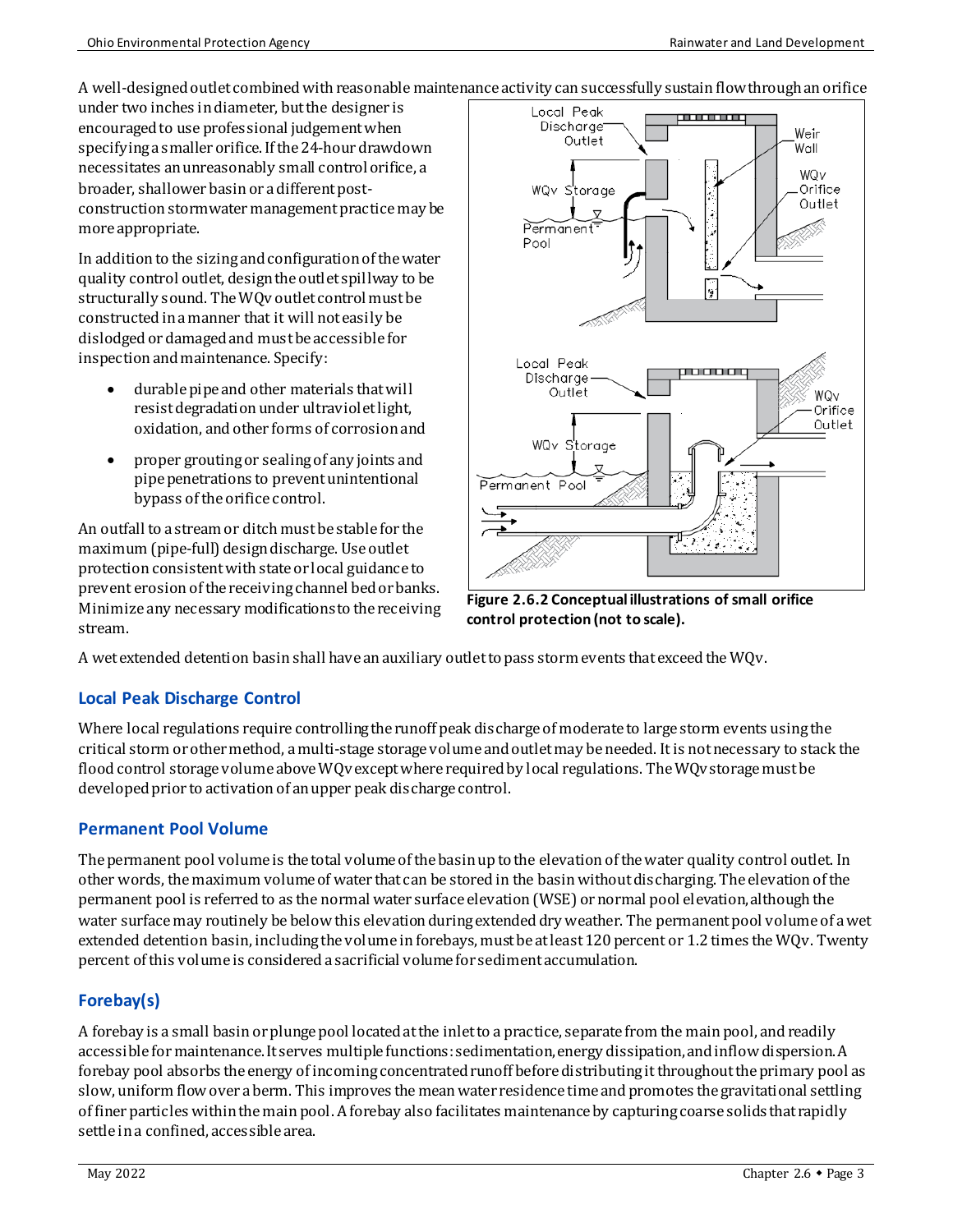A well-designed outlet combined with reasonable maintenance activity can successfully sustain flow through an orifice under two inches in diameter, but the designer is encouraged to use professional judgement when specifying a smaller orifice. If the 24-hour drawdown necessitates an unreasonably small control orifice, a broader, shallower basin or a different post-construction stormwater management practice may be more appropriate.

In addition to the sizing and configuration of the water quality control outlet, design the outlet spillway to be structurally sound. The WQv outlet control must be constructed in a manner that it will not easily be dislodged or damaged and must be accessible for inspection and maintenance. Specify:

- durable pipe and other materials that will resist degradation under ultraviolet light, oxidation, and other forms of corrosion and
- proper grouting or sealing of any joints and pipe penetrations to prevent unintentional bypass of the orifice control.

An outfall to a stream or ditch must be stable for the maximum (pipe-full) design discharge. Use outlet protection consistent with state or local guidance to prevent erosion of the receiving channel bed or banks. Minimize any necessary modifications to the receiving stream.

**Figure 2.6.2 Conceptual illustrations of small orifice control protection (not to scale).**

A wet extended detention basin shall have an auxiliary outlet to pass storm events that exceed the WQv.

## Local Peak Discharge Control

Where local regulations require controlling the runoff peak discharge of moderate to large storm events using the critical storm or other method, a multi-stage storage volume and outlet may be needed. It is not necessary to stack the flood control storage volume above WQv except where required by local regulations. The WQv storage must be developed prior to activation of an upper peak discharge control.

## Permanent Pool Volume

The permanent pool volume is the total volume of the basin up to the elevation of the water quality control outlet. In other words, the maximum volume of water that can be stored in the basin without discharging. The elevation of the permanent pool is referred to as the normal water surface elevation (WSE) or normal pool elevation, although the water surface may routinely be below this elevation during extended dry weather. The permanent pool volume of a wet extended detention basin, including the volume in forebays, must be at least 120 percent or 1.2 times the WQv. Twenty percent of this volume is considered a sacrificial volume for sediment accumulation.

## Forebay(s)

A forebay is a small basin or plunge pool located at the inlet to a practice, separate from the main pool, and readily accessible for maintenance. It serves multiple functions: sedimentation, energy dissipation, and inflow dispersion. A forebay pool absorbs the energy of incoming concentrated runoff before distributing it throughout the primary pool as slow, uniform flow over a berm. This improves the mean water residence time and promotes the gravitational settling of finer particles within the main pool. A forebay also facilitates maintenance by capturing coarse solids that rapidly settle in a confined, accessible area.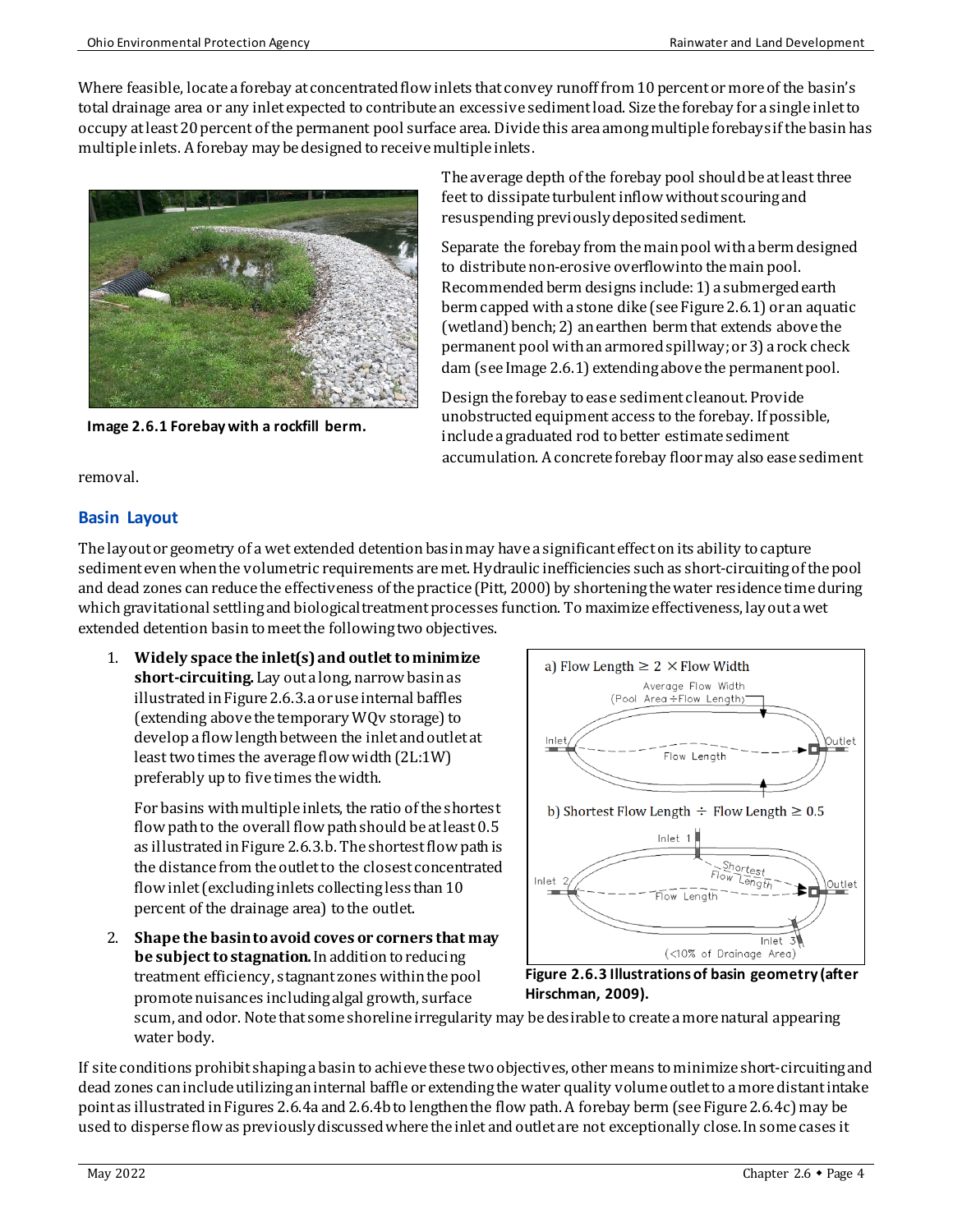Where feasible, locate a forebay at concentrated flow inlets that convey runoff from 10 percent or more of the basin's total drainage area or any inlet expected to contribute an excessive sediment load. Size the forebay for a single inlet to occupy at least 20 percent of the permanent pool surface area. Divide this area among multiple forebays if the basin has multiple inlets. A forebay may be designed to receive multiple inlets.

**Image 2.6.1 Forebay with a rockfill berm.**

The average depth of the forebay pool should be at least three feet to dissipate turbulent inflow without scouring and resuspending previously deposited sediment.

Separate the forebay from the main pool with a berm designed to distribute non-erosive overflow into the main pool. Recommended berm designs include: 1) a submerged earth berm capped with a stone dike (see Figure 2.6.1) or an aquatic (wetland) bench; 2) an earthen berm that extends above the permanent pool with an armored spillway; or 3) a rock check dam (see Image 2.6.1) extending above the permanent pool.

Design the forebay to ease sediment cleanout. Provide unobstructed equipment access to the forebay. If possible, include a graduated rod to better estimate sediment accumulation. A concrete forebay floor may also ease sediment removal.

## Basin Layout

The layout or geometry of a wet extended detention basin may have a significant effect on its ability to capture sediment even when the volumetric requirements are met. Hydraulic inefficiencies such as short-circuiting of the pool and dead zones can reduce the effectiveness of the practice (Pitt, 2000) by shortening the water residence time during which gravitational settling and biological treatment processes function. To maximize effectiveness, lay out a wet extended detention basin to meet the following two objectives.

1. **Widely space the inlet(s) and outlet to minimize short-circuiting.** Lay out a long, narrow basin as illustrated in Figure 2.6.3.a or use internal baffles (extending above the temporary WQv storage) to develop a flow length between the inlet and outlet at least two times the average flow width (2L:1W) preferably up to five times the width.

   For basins with multiple inlets, the ratio of the shortest flow path to the overall flow path should be at least 0.5 as illustrated in Figure 2.6.3.b. The shortest flow path is the distance from the outlet to the closest concentrated flow inlet (excluding inlets collecting less than 10 percent of the drainage area) to the outlet.

2. **Shape the basin to avoid coves or corners that may be subject to stagnation.** In addition to reducing treatment efficiency, stagnant zones within the pool promote nuisances including algal growth, surface scum, and odor. Note that some shoreline irregularity may be desirable to create a more natural appearing water body.

a) Flow Length ≥ 2 × Flow Width

Average Flow Width (Pool Area ÷ Flow Length)

Inlet — Flow Length — Outlet

b) Shortest Flow Length ÷ Flow Length ≥ 0.5

Inlet 1, Inlet 2, Inlet 3 (<10% of Drainage Area), Shortest Flow Length, Flow Length, Outlet

**Figure 2.6.3 Illustrations of basin geometry (after Hirschman, 2009).**

If site conditions prohibit shaping a basin to achieve these two objectives, other means to minimize short-circuiting and dead zones can include utilizing an internal baffle or extending the water quality volume outlet to a more distant intake point as illustrated in Figures 2.6.4a and 2.6.4b to lengthen the flow path. A forebay berm (see Figure 2.6.4c) may be used to disperse flow as previously discussed where the inlet and outlet are not exceptionally close. In some cases it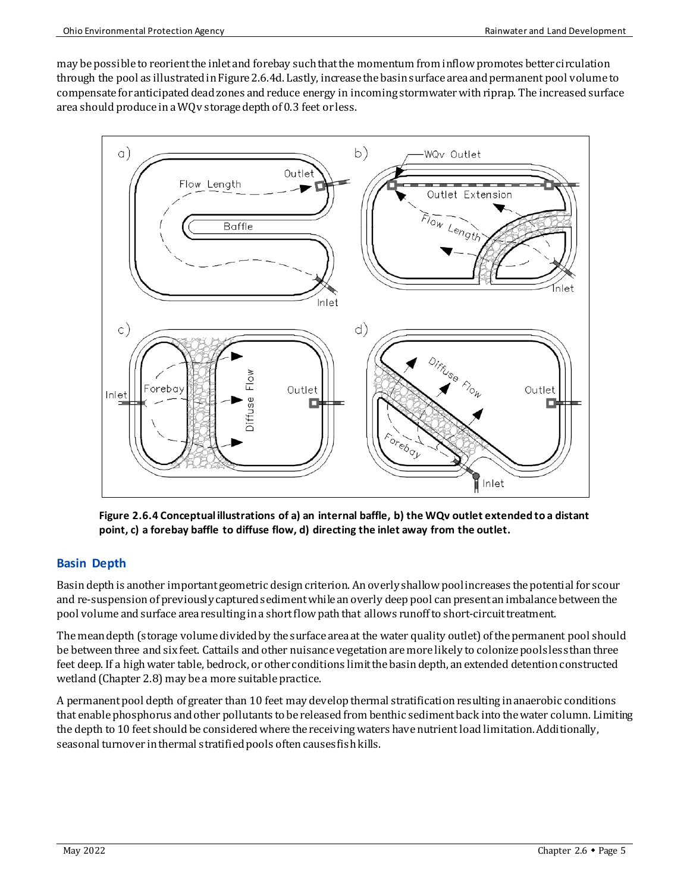may be possible to reorient the inlet and forebay such that the momentum from inflow promotes better circulation through the pool as illustrated in Figure 2.6.4d. Lastly, increase the basin surface area and permanent pool volume to compensate for anticipated dead zones and reduce energy in incoming stormwater with riprap. The increased surface area should produce in a WQv storage depth of 0.3 feet or less.

**Figure 2.6.4 Conceptual illustrations of a) an internal baffle, b) the WQv outlet extended to a distant point, c) a forebay baffle to diffuse flow, d) directing the inlet away from the outlet.**

## Basin Depth

Basin depth is another important geometric design criterion. An overly shallow pool increases the potential for scour and re-suspension of previously captured sediment while an overly deep pool can present an imbalance between the pool volume and surface area resulting in a short flow path that allows runoff to short-circuit treatment.

The mean depth (storage volume divided by the surface area at the water quality outlet) of the permanent pool should be between three and six feet. Cattails and other nuisance vegetation are more likely to colonize pools less than three feet deep. If a high water table, bedrock, or other conditions limit the basin depth, an extended detention constructed wetland (Chapter 2.8) may be a more suitable practice.

A permanent pool depth of greater than 10 feet may develop thermal stratification resulting in anaerobic conditions that enable phosphorus and other pollutants to be released from benthic sediment back into the water column. Limiting the depth to 10 feet should be considered where the receiving waters have nutrient load limitation. Additionally, seasonal turnover in thermal stratified pools often causes fish kills.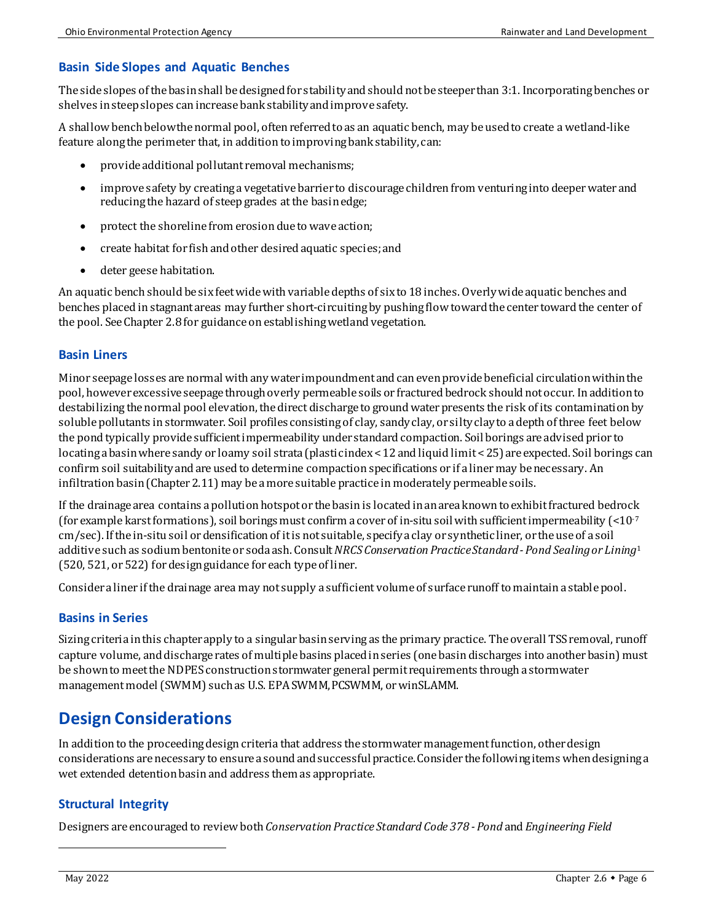### Basin Side Slopes and Aquatic Benches

The side slopes of the basin shall be designed for stability and should not be steeper than 3:1. Incorporating benches or shelves in steep slopes can increase bank stability and improve safety.

A shallow bench below the normal pool, often referred to as an aquatic bench, may be used to create a wetland-like feature along the perimeter that, in addition to improving bank stability, can:

- provide additional pollutant removal mechanisms;
- improve safety by creating a vegetative barrier to discourage children from venturing into deeper water and reducing the hazard of steep grades at the basin edge;
- protect the shoreline from erosion due to wave action;
- create habitat for fish and other desired aquatic species; and
- deter geese habitation.

An aquatic bench should be six feet wide with variable depths of six to 18 inches. Overly wide aquatic benches and benches placed in stagnant areas may further short-circuiting by pushing flow toward the center toward the center of the pool. See Chapter 2.8 for guidance on establishing wetland vegetation.

### Basin Liners

Minor seepage losses are normal with any water impoundment and can even provide beneficial circulation within the pool, however excessive seepage through overly permeable soils or fractured bedrock should not occur. In addition to destabilizing the normal pool elevation, the direct discharge to ground water presents the risk of its contamination by soluble pollutants in stormwater. Soil profiles consisting of clay, sandy clay, or silty clay to a depth of three feet below the pond typically provide sufficient impermeability under standard compaction. Soil borings are advised prior to locating a basin where sandy or loamy soil strata (plastic index < 12 and liquid limit < 25) are expected. Soil borings can confirm soil suitability and are used to determine compaction specifications or if a liner may be necessary. An infiltration basin (Chapter 2.11) may be a more suitable practice in moderately permeable soils.

If the drainage area contains a pollution hotspot or the basin is located in an area known to exhibit fractured bedrock (for example karst formations), soil borings must confirm a cover of in-situ soil with sufficient impermeability ($<10^{-7}$ cm/sec). If the in-situ soil or densification of it is not suitable, specify a clay or synthetic liner, or the use of a soil additive such as sodium bentonite or soda ash. Consult *NRCS Conservation Practice Standard - Pond Sealing or Lining*[1] (520, 521, or 522) for design guidance for each type of liner.

Consider a liner if the drainage area may not supply a sufficient volume of surface runoff to maintain a stable pool.

### Basins in Series

Sizing criteria in this chapter apply to a singular basin serving as the primary practice. The overall TSS removal, runoff capture volume, and discharge rates of multiple basins placed in series (one basin discharges into another basin) must be shown to meet the NDPES construction stormwater general permit requirements through a stormwater management model (SWMM) such as U.S. EPA SWMM, PCSWMM, or winSLAMM.

## Design Considerations

In addition to the proceeding design criteria that address the stormwater management function, other design considerations are necessary to ensure a sound and successful practice. Consider the following items when designing a wet extended detention basin and address them as appropriate.

### Structural Integrity

Designers are encouraged to review both *Conservation Practice Standard Code 378 - Pond* and *Engineering Field*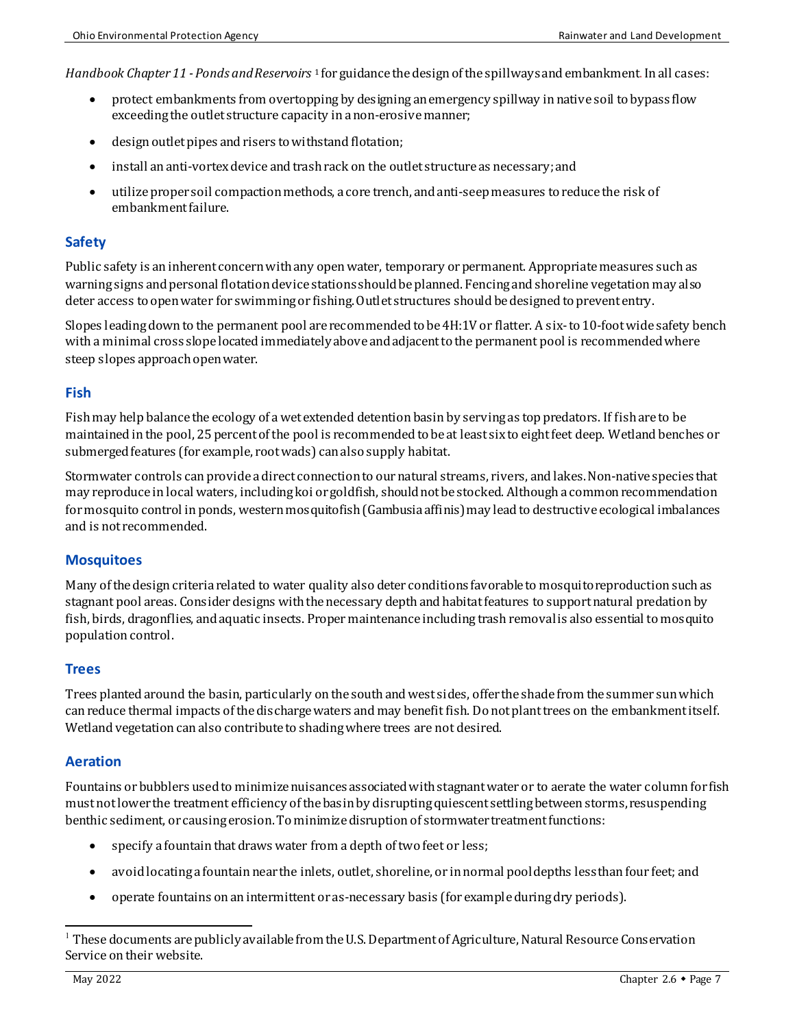*Handbook Chapter 11 - Ponds and Reservoirs* [1] for guidance the design of the spillways and embankment. In all cases:

- protect embankments from overtopping by designing an emergency spillway in native soil to bypass flow exceeding the outlet structure capacity in a non-erosive manner;
- design outlet pipes and risers to withstand flotation;
- install an anti-vortex device and trash rack on the outlet structure as necessary; and
- utilize proper soil compaction methods, a core trench, and anti-seep measures to reduce the risk of embankment failure.

## Safety

Public safety is an inherent concern with any open water, temporary or permanent. Appropriate measures such as warning signs and personal flotation device stations should be planned. Fencing and shoreline vegetation may also deter access to open water for swimming or fishing. Outlet structures should be designed to prevent entry.

Slopes leading down to the permanent pool are recommended to be 4H:1V or flatter. A six- to 10-foot wide safety bench with a minimal cross slope located immediately above and adjacent to the permanent pool is recommended where steep slopes approach open water.

## Fish

Fish may help balance the ecology of a wet extended detention basin by serving as top predators. If fish are to be maintained in the pool, 25 percent of the pool is recommended to be at least six to eight feet deep. Wetland benches or submerged features (for example, root wads) can also supply habitat.

Stormwater controls can provide a direct connection to our natural streams, rivers, and lakes. Non-native species that may reproduce in local waters, including koi or goldfish, should not be stocked. Although a common recommendation for mosquito control in ponds, western mosquitofish (Gambusia affinis) may lead to destructive ecological imbalances and is not recommended.

## Mosquitoes

Many of the design criteria related to water quality also deter conditions favorable to mosquito reproduction such as stagnant pool areas. Consider designs with the necessary depth and habitat features to support natural predation by fish, birds, dragonflies, and aquatic insects. Proper maintenance including trash removal is also essential to mosquito population control.

## Trees

Trees planted around the basin, particularly on the south and west sides, offer the shade from the summer sun which can reduce thermal impacts of the discharge waters and may benefit fish. Do not plant trees on the embankment itself. Wetland vegetation can also contribute to shading where trees are not desired.

## Aeration

Fountains or bubblers used to minimize nuisances associated with stagnant water or to aerate the water column for fish must not lower the treatment efficiency of the basin by disrupting quiescent settling between storms, resuspending benthic sediment, or causing erosion. To minimize disruption of stormwater treatment functions:

- specify a fountain that draws water from a depth of two feet or less;
- avoid locating a fountain near the inlets, outlet, shoreline, or in normal pool depths less than four feet; and
- operate fountains on an intermittent or as-necessary basis (for example during dry periods).

[1] These documents are publicly available from the U.S. Department of Agriculture, Natural Resource Conservation Service on their website.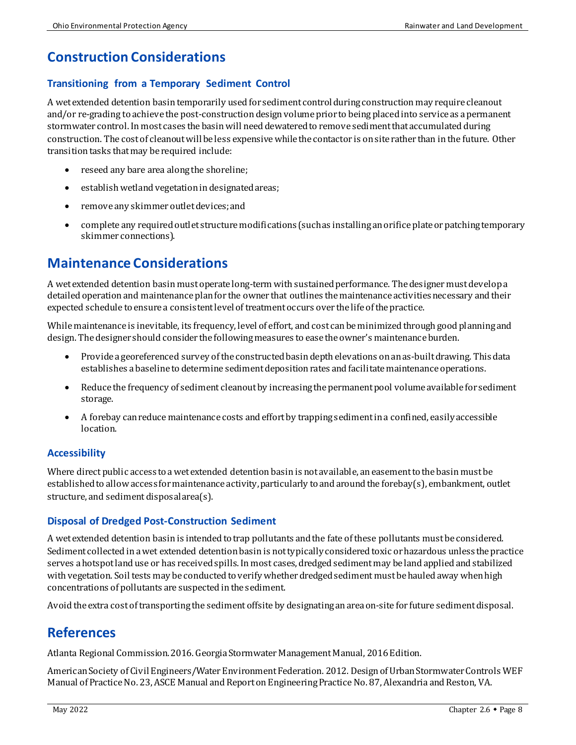## Construction Considerations

### Transitioning from a Temporary Sediment Control

A wet extended detention basin temporarily used for sediment control during construction may require cleanout and/or re-grading to achieve the post-construction design volume prior to being placed into service as a permanent stormwater control. In most cases the basin will need dewatered to remove sediment that accumulated during construction. The cost of cleanout will be less expensive while the contactor is on site rather than in the future. Other transition tasks that may be required include:

- reseed any bare area along the shoreline;
- establish wetland vegetation in designated areas;
- remove any skimmer outlet devices; and
- complete any required outlet structure modifications (such as installing an orifice plate or patching temporary skimmer connections).

## Maintenance Considerations

A wet extended detention basin must operate long-term with sustained performance. The designer must develop a detailed operation and maintenance plan for the owner that outlines the maintenance activities necessary and their expected schedule to ensure a consistent level of treatment occurs over the life of the practice.

While maintenance is inevitable, its frequency, level of effort, and cost can be minimized through good planning and design. The designer should consider the following measures to ease the owner's maintenance burden.

- Provide a georeferenced survey of the constructed basin depth elevations on an as-built drawing. This data establishes a baseline to determine sediment deposition rates and facilitate maintenance operations.
- Reduce the frequency of sediment cleanout by increasing the permanent pool volume available for sediment storage.
- A forebay can reduce maintenance costs and effort by trapping sediment in a confined, easily accessible location.

### Accessibility

Where direct public access to a wet extended detention basin is not available, an easement to the basin must be established to allow access for maintenance activity, particularly to and around the forebay(s), embankment, outlet structure, and sediment disposal area(s).

### Disposal of Dredged Post-Construction Sediment

A wet extended detention basin is intended to trap pollutants and the fate of these pollutants must be considered. Sediment collected in a wet extended detention basin is not typically considered toxic or hazardous unless the practice serves a hotspot land use or has received spills. In most cases, dredged sediment may be land applied and stabilized with vegetation. Soil tests may be conducted to verify whether dredged sediment must be hauled away when high concentrations of pollutants are suspected in the sediment.

Avoid the extra cost of transporting the sediment offsite by designating an area on-site for future sediment disposal.

## References

Atlanta Regional Commission. 2016. Georgia Stormwater Management Manual, 2016 Edition.

American Society of Civil Engineers/Water Environment Federation. 2012. Design of Urban Stormwater Controls WEF Manual of Practice No. 23, ASCE Manual and Report on Engineering Practice No. 87, Alexandria and Reston, VA.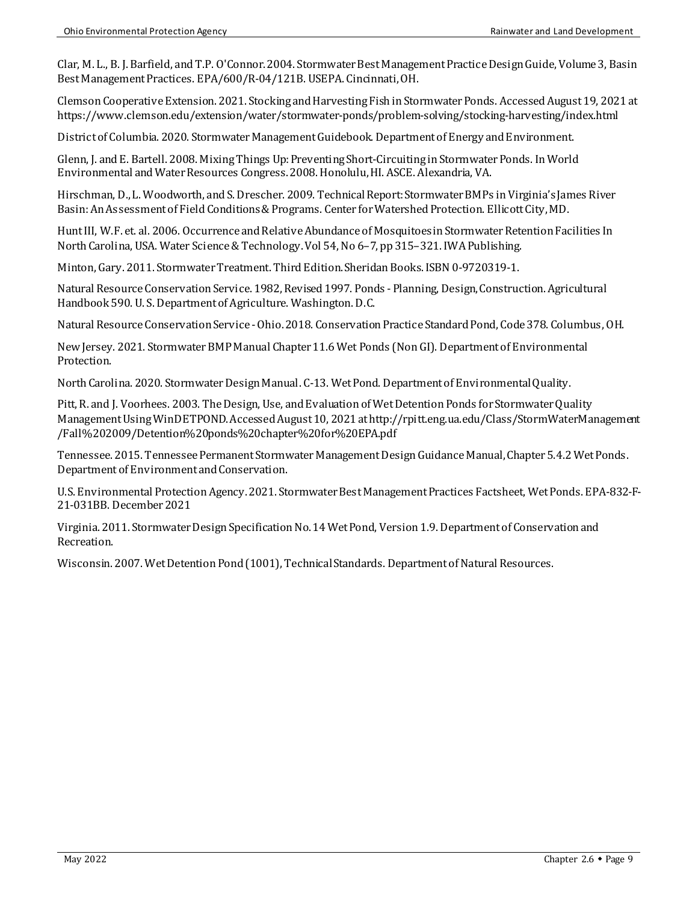Clar, M. L., B. J. Barfield, and T.P. O'Connor. 2004. Stormwater Best Management Practice Design Guide, Volume 3, Basin Best Management Practices. EPA/600/R-04/121B. USEPA. Cincinnati, OH.

Clemson Cooperative Extension. 2021. Stocking and Harvesting Fish in Stormwater Ponds. Accessed August 19, 2021 at https://www.clemson.edu/extension/water/stormwater-ponds/problem-solving/stocking-harvesting/index.html

District of Columbia. 2020. Stormwater Management Guidebook. Department of Energy and Environment.

Glenn, J. and E. Bartell. 2008. Mixing Things Up: Preventing Short-Circuiting in Stormwater Ponds. In World Environmental and Water Resources Congress. 2008. Honolulu, HI. ASCE. Alexandria, VA.

Hirschman, D., L. Woodworth, and S. Drescher. 2009. Technical Report: Stormwater BMPs in Virginia's James River Basin: An Assessment of Field Conditions & Programs. Center for Watershed Protection. Ellicott City, MD.

Hunt III, W.F. et. al. 2006. Occurrence and Relative Abundance of Mosquitoes in Stormwater Retention Facilities In North Carolina, USA. Water Science & Technology. Vol 54, No 6–7, pp 315–321. IWA Publishing.

Minton, Gary. 2011. Stormwater Treatment. Third Edition. Sheridan Books. ISBN 0-9720319-1.

Natural Resource Conservation Service. 1982, Revised 1997. Ponds - Planning, Design, Construction. Agricultural Handbook 590. U. S. Department of Agriculture. Washington. D.C.

Natural Resource Conservation Service - Ohio. 2018. Conservation Practice Standard Pond, Code 378. Columbus, OH.

New Jersey. 2021. Stormwater BMP Manual Chapter 11.6 Wet Ponds (Non GI). Department of Environmental Protection.

North Carolina. 2020. Stormwater Design Manual. C-13. Wet Pond. Department of Environmental Quality.

Pitt, R. and J. Voorhees. 2003. The Design, Use, and Evaluation of Wet Detention Ponds for Stormwater Quality Management Using WinDETPOND. Accessed August 10, 2021 at http://rpitt.eng.ua.edu/Class/StormWaterManagement/Fall%202009/Detention%20ponds%20chapter%20for%20EPA.pdf

Tennessee. 2015. Tennessee Permanent Stormwater Management Design Guidance Manual, Chapter 5.4.2 Wet Ponds. Department of Environment and Conservation.

U.S. Environmental Protection Agency. 2021. Stormwater Best Management Practices Factsheet, Wet Ponds. EPA-832-F-21-031BB. December 2021

Virginia. 2011. Stormwater Design Specification No. 14 Wet Pond, Version 1.9. Department of Conservation and Recreation.

Wisconsin. 2007. Wet Detention Pond (1001), Technical Standards. Department of Natural Resources.